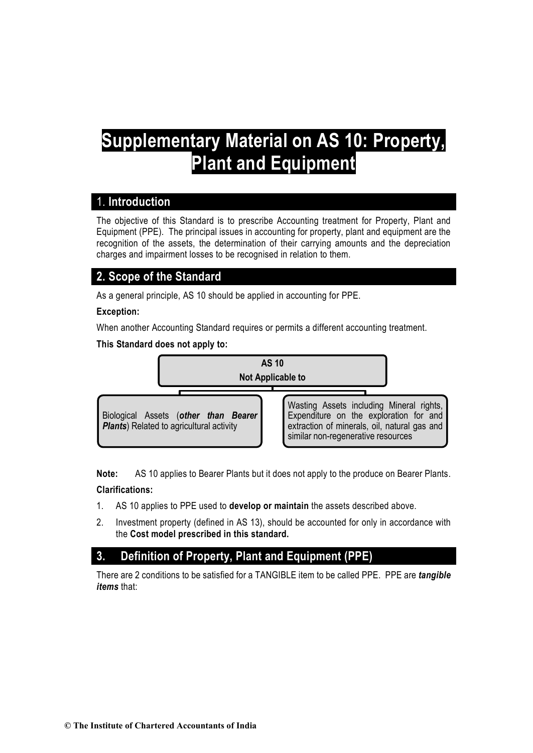# Supplementary Material on AS 10: Property, Plant and Equipment

## 1. Introduction

The objective of this Standard is to prescribe Accounting treatment for Property, Plant and Equipment (PPE). The principal issues in accounting for property, plant and equipment are the recognition of the assets, the determination of their carrying amounts and the depreciation charges and impairment losses to be recognised in relation to them.

## 2. Scope of the Standard

As a general principle, AS 10 should be applied in accounting for PPE.

**Exception:**

When another Accounting Standard requires or permits a different accounting treatment.

**This Standard does not apply to:**

**AS 10**
**Not Applicable to**

- Biological Assets (***other than Bearer Plants***) Related to agricultural activity
- Wasting Assets including Mineral rights, Expenditure on the exploration for and extraction of minerals, oil, natural gas and similar non-regenerative resources

**Note:** AS 10 applies to Bearer Plants but it does not apply to the produce on Bearer Plants.

**Clarifications:**

1. AS 10 applies to PPE used to **develop or maintain** the assets described above.
2. Investment property (defined in AS 13), should be accounted for only in accordance with the **Cost model prescribed in this standard.**

## 3. Definition of Property, Plant and Equipment (PPE)

There are 2 conditions to be satisfied for a TANGIBLE item to be called PPE. PPE are ***tangible items*** that: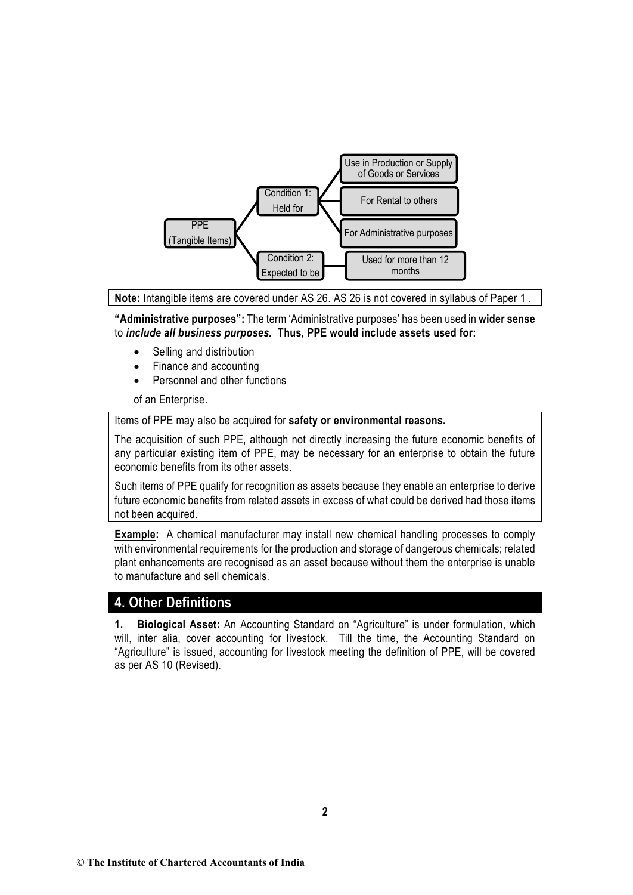- PPE (Tangible Items)
  - Condition 1: Held for
    - Use in Production or Supply of Goods or Services
    - For Rental to others
    - For Administrative purposes
  - Condition 2: Expected to be
    - Used for more than 12 months

**Note:** Intangible items are covered under AS 26. AS 26 is not covered in syllabus of Paper 1 .

**"Administrative purposes":** The term 'Administrative purposes' has been used in **wider sense** to ***include all business purposes.*** **Thus, PPE would include assets used for:**

- Selling and distribution
- Finance and accounting
- Personnel and other functions

of an Enterprise.

Items of PPE may also be acquired for **safety or environmental reasons.**

The acquisition of such PPE, although not directly increasing the future economic benefits of any particular existing item of PPE, may be necessary for an enterprise to obtain the future economic benefits from its other assets.

Such items of PPE qualify for recognition as assets because they enable an enterprise to derive future economic benefits from related assets in excess of what could be derived had those items not been acquired.

**Example:** A chemical manufacturer may install new chemical handling processes to comply with environmental requirements for the production and storage of dangerous chemicals; related plant enhancements are recognised as an asset because without them the enterprise is unable to manufacture and sell chemicals.

## 4. Other Definitions

**1. Biological Asset:** An Accounting Standard on "Agriculture" is under formulation, which will, inter alia, cover accounting for livestock. Till the time, the Accounting Standard on "Agriculture" is issued, accounting for livestock meeting the definition of PPE, will be covered as per AS 10 (Revised).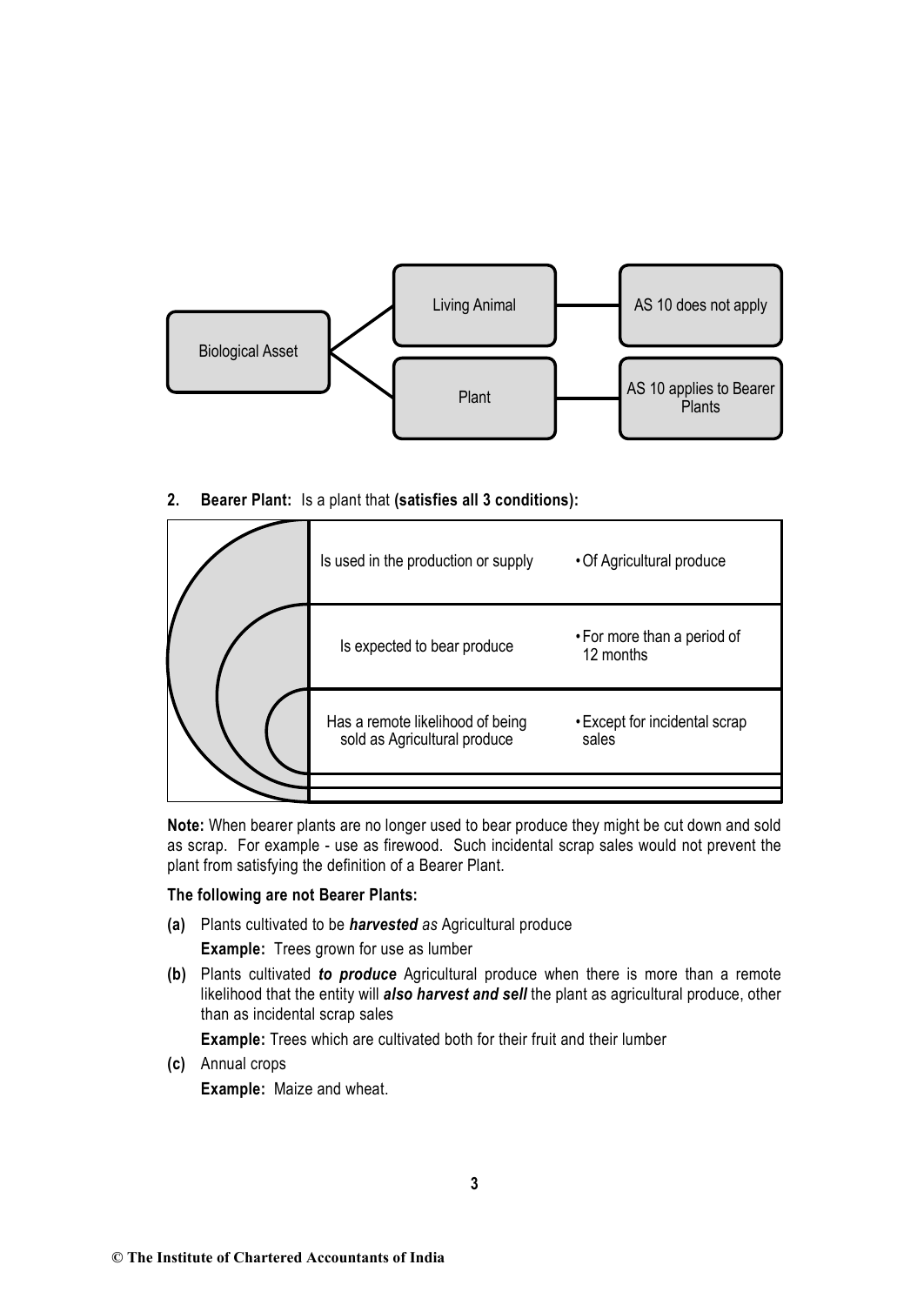| Biological Asset | | |
|---|---|---|
| | Living Animal | AS 10 does not apply |
| | Plant | AS 10 applies to Bearer Plants |

**2. Bearer Plant:** Is a plant that **(satisfies all 3 conditions):**

| | |
|---|---|
| Is used in the production or supply | • Of Agricultural produce |
| Is expected to bear produce | • For more than a period of 12 months |
| Has a remote likelihood of being sold as Agricultural produce | • Except for incidental scrap sales |

**Note:** When bearer plants are no longer used to bear produce they might be cut down and sold as scrap. For example - use as firewood. Such incidental scrap sales would not prevent the plant from satisfying the definition of a Bearer Plant.

**The following are not Bearer Plants:**

**(a)** Plants cultivated to be ***harvested*** *as* Agricultural produce

**Example:** Trees grown for use as lumber

**(b)** Plants cultivated ***to produce*** Agricultural produce when there is more than a remote likelihood that the entity will ***also harvest and sell*** the plant as agricultural produce, other than as incidental scrap sales

**Example:** Trees which are cultivated both for their fruit and their lumber

**(c)** Annual crops

**Example:** Maize and wheat.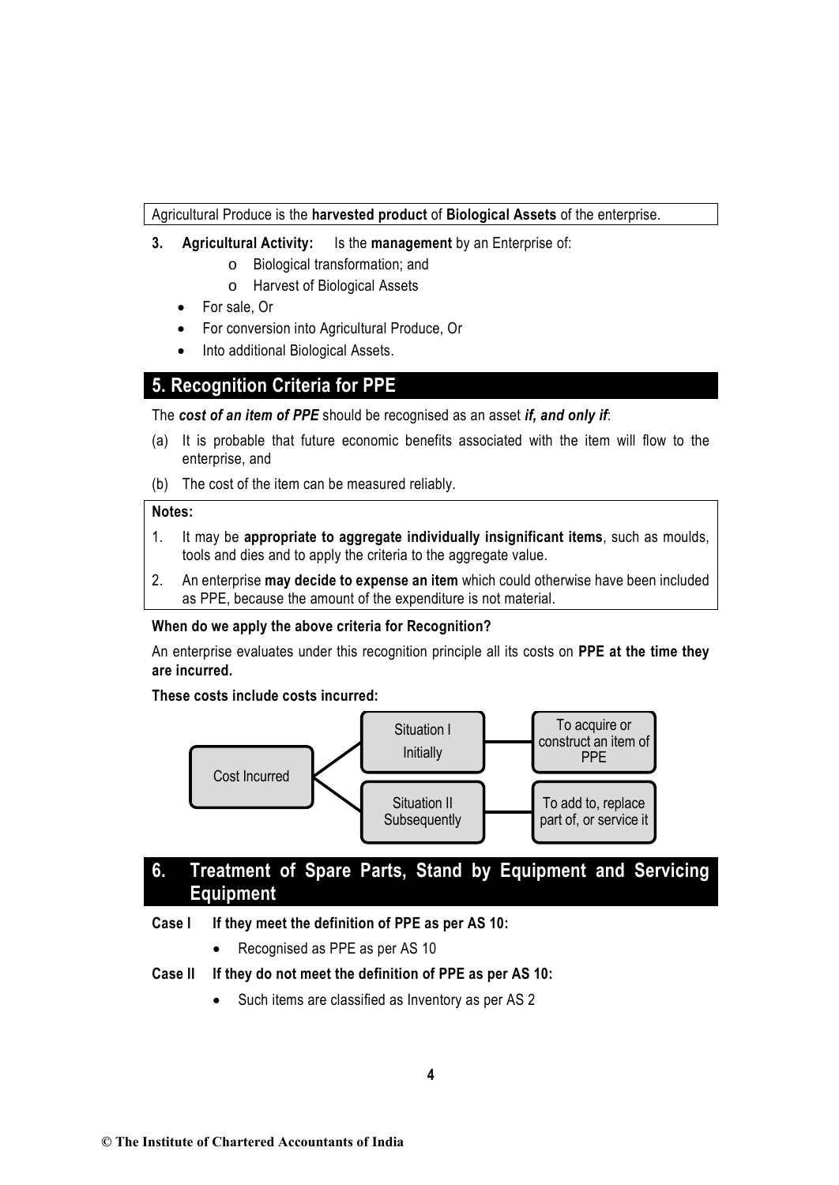Agricultural Produce is the **harvested product** of **Biological Assets** of the enterprise.

3. **Agricultural Activity:** Is the **management** by an Enterprise of:
   - o Biological transformation; and
   - o Harvest of Biological Assets
   - For sale, Or
   - For conversion into Agricultural Produce, Or
   - Into additional Biological Assets.

## 5. Recognition Criteria for PPE

The ***cost of an item of PPE*** should be recognised as an asset ***if, and only if***:

(a) It is probable that future economic benefits associated with the item will flow to the enterprise, and

(b) The cost of the item can be measured reliably.

**Notes:**

1. It may be **appropriate to aggregate individually insignificant items**, such as moulds, tools and dies and to apply the criteria to the aggregate value.
2. An enterprise **may decide to expense an item** which could otherwise have been included as PPE, because the amount of the expenditure is not material.

**When do we apply the above criteria for Recognition?**

An enterprise evaluates under this recognition principle all its costs on **PPE at the time they are incurred.**

**These costs include costs incurred:**

| Cost Incurred | | |
|---|---|---|
| | Situation I Initially | To acquire or construct an item of PPE |
| | Situation II Subsequently | To add to, replace part of, or service it |

## 6. Treatment of Spare Parts, Stand by Equipment and Servicing Equipment

**Case I If they meet the definition of PPE as per AS 10:**

- Recognised as PPE as per AS 10

**Case II If they do not meet the definition of PPE as per AS 10:**

- Such items are classified as Inventory as per AS 2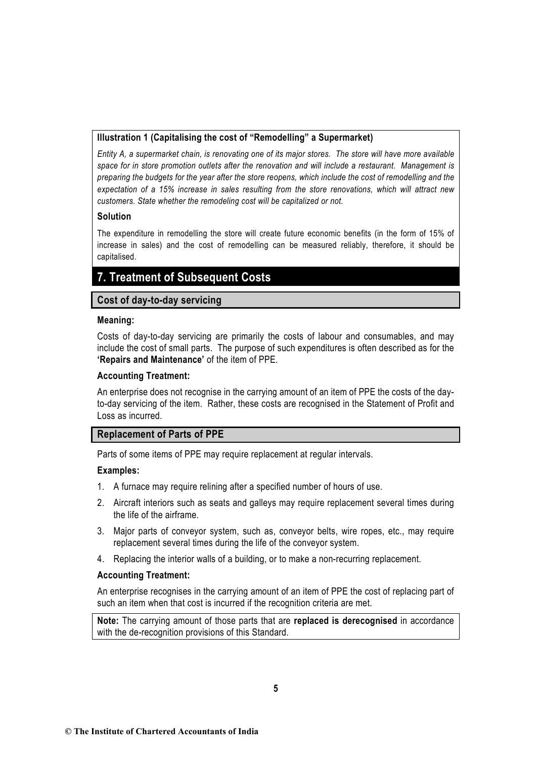**Illustration 1 (Capitalising the cost of "Remodelling" a Supermarket)**

*Entity A, a supermarket chain, is renovating one of its major stores. The store will have more available space for in store promotion outlets after the renovation and will include a restaurant. Management is preparing the budgets for the year after the store reopens, which include the cost of remodelling and the expectation of a 15% increase in sales resulting from the store renovations, which will attract new customers. State whether the remodeling cost will be capitalized or not.*

**Solution**

The expenditure in remodelling the store will create future economic benefits (in the form of 15% of increase in sales) and the cost of remodelling can be measured reliably, therefore, it should be capitalised.

## 7. Treatment of Subsequent Costs

### Cost of day-to-day servicing

**Meaning:**

Costs of day-to-day servicing are primarily the costs of labour and consumables, and may include the cost of small parts. The purpose of such expenditures is often described as for the **'Repairs and Maintenance'** of the item of PPE.

**Accounting Treatment:**

An enterprise does not recognise in the carrying amount of an item of PPE the costs of the day-to-day servicing of the item. Rather, these costs are recognised in the Statement of Profit and Loss as incurred.

### Replacement of Parts of PPE

Parts of some items of PPE may require replacement at regular intervals.

**Examples:**

1. A furnace may require relining after a specified number of hours of use.
2. Aircraft interiors such as seats and galleys may require replacement several times during the life of the airframe.
3. Major parts of conveyor system, such as, conveyor belts, wire ropes, etc., may require replacement several times during the life of the conveyor system.
4. Replacing the interior walls of a building, or to make a non-recurring replacement.

**Accounting Treatment:**

An enterprise recognises in the carrying amount of an item of PPE the cost of replacing part of such an item when that cost is incurred if the recognition criteria are met.

**Note:** The carrying amount of those parts that are **replaced is derecognised** in accordance with the de-recognition provisions of this Standard.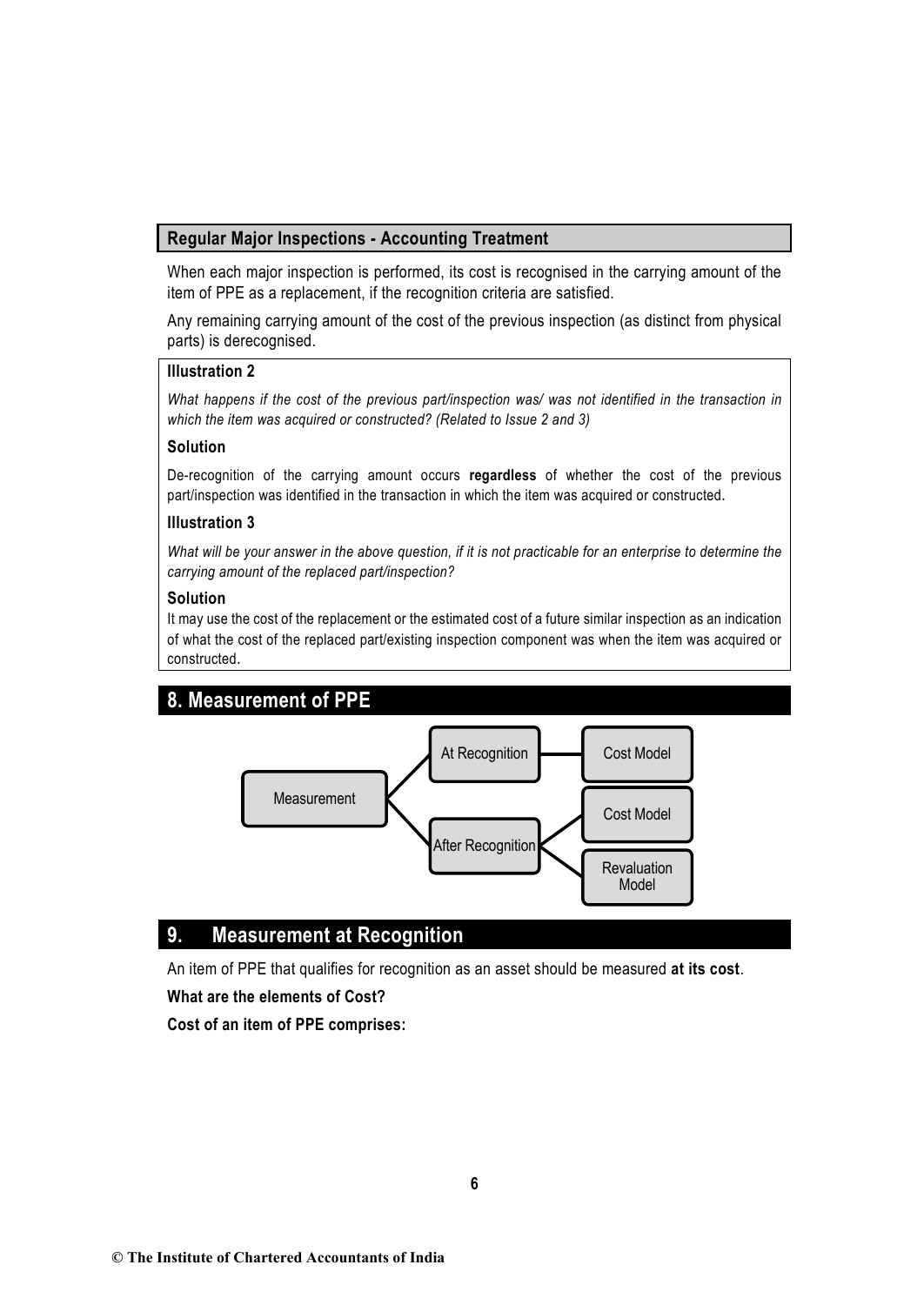### Regular Major Inspections - Accounting Treatment

When each major inspection is performed, its cost is recognised in the carrying amount of the item of PPE as a replacement, if the recognition criteria are satisfied.

Any remaining carrying amount of the cost of the previous inspection (as distinct from physical parts) is derecognised.

**Illustration 2**

*What happens if the cost of the previous part/inspection was/ was not identified in the transaction in which the item was acquired or constructed? (Related to Issue 2 and 3)*

**Solution**

De-recognition of the carrying amount occurs **regardless** of whether the cost of the previous part/inspection was identified in the transaction in which the item was acquired or constructed.

**Illustration 3**

*What will be your answer in the above question, if it is not practicable for an enterprise to determine the carrying amount of the replaced part/inspection?*

**Solution**

It may use the cost of the replacement or the estimated cost of a future similar inspection as an indication of what the cost of the replaced part/existing inspection component was when the item was acquired or constructed.

## 8. Measurement of PPE

- Measurement
  - At Recognition
    - Cost Model
  - After Recognition
    - Cost Model
    - Revaluation Model

## 9. Measurement at Recognition

An item of PPE that qualifies for recognition as an asset should be measured **at its cost**.

**What are the elements of Cost?**

**Cost of an item of PPE comprises:**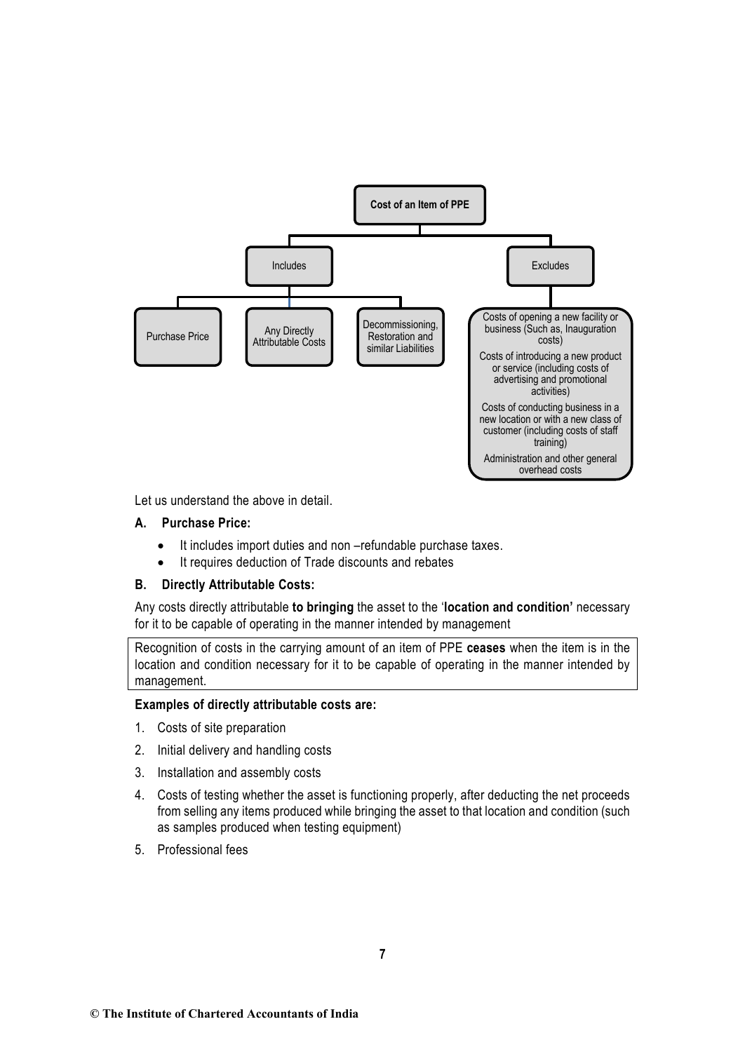**Cost of an Item of PPE**

- **Includes**
  - Purchase Price
  - Any Directly Attributable Costs
  - Decommissioning, Restoration and similar Liabilities
- **Excludes**
  - Costs of opening a new facility or business (Such as, Inauguration costs)
  - Costs of introducing a new product or service (including costs of advertising and promotional activities)
  - Costs of conducting business in a new location or with a new class of customer (including costs of staff training)
  - Administration and other general overhead costs

Let us understand the above in detail.

### A. Purchase Price:

- It includes import duties and non –refundable purchase taxes.
- It requires deduction of Trade discounts and rebates

### B. Directly Attributable Costs:

Any costs directly attributable **to bringing** the asset to the '**location and condition'** necessary for it to be capable of operating in the manner intended by management

> Recognition of costs in the carrying amount of an item of PPE **ceases** when the item is in the location and condition necessary for it to be capable of operating in the manner intended by management.

**Examples of directly attributable costs are:**

1. Costs of site preparation
2. Initial delivery and handling costs
3. Installation and assembly costs
4. Costs of testing whether the asset is functioning properly, after deducting the net proceeds from selling any items produced while bringing the asset to that location and condition (such as samples produced when testing equipment)
5. Professional fees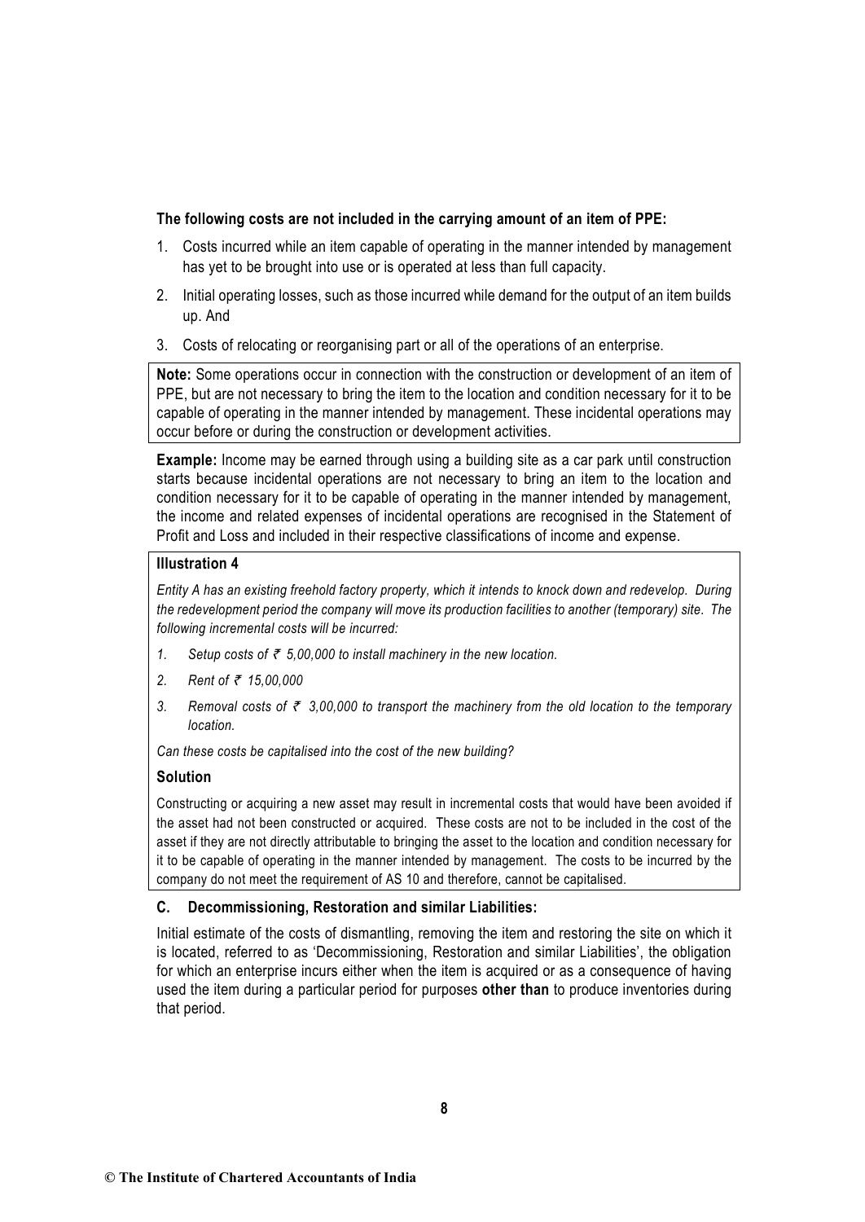**The following costs are not included in the carrying amount of an item of PPE:**

1. Costs incurred while an item capable of operating in the manner intended by management has yet to be brought into use or is operated at less than full capacity.
2. Initial operating losses, such as those incurred while demand for the output of an item builds up. And
3. Costs of relocating or reorganising part or all of the operations of an enterprise.

**Note:** Some operations occur in connection with the construction or development of an item of PPE, but are not necessary to bring the item to the location and condition necessary for it to be capable of operating in the manner intended by management. These incidental operations may occur before or during the construction or development activities.

**Example:** Income may be earned through using a building site as a car park until construction starts because incidental operations are not necessary to bring an item to the location and condition necessary for it to be capable of operating in the manner intended by management, the income and related expenses of incidental operations are recognised in the Statement of Profit and Loss and included in their respective classifications of income and expense.

**Illustration 4**

*Entity A has an existing freehold factory property, which it intends to knock down and redevelop. During the redevelopment period the company will move its production facilities to another (temporary) site. The following incremental costs will be incurred:*

1. *Setup costs of ₹ 5,00,000 to install machinery in the new location.*
2. *Rent of ₹ 15,00,000*
3. *Removal costs of ₹ 3,00,000 to transport the machinery from the old location to the temporary location.*

*Can these costs be capitalised into the cost of the new building?*

**Solution**

Constructing or acquiring a new asset may result in incremental costs that would have been avoided if the asset had not been constructed or acquired. These costs are not to be included in the cost of the asset if they are not directly attributable to bringing the asset to the location and condition necessary for it to be capable of operating in the manner intended by management. The costs to be incurred by the company do not meet the requirement of AS 10 and therefore, cannot be capitalised.

**C. Decommissioning, Restoration and similar Liabilities:**

Initial estimate of the costs of dismantling, removing the item and restoring the site on which it is located, referred to as 'Decommissioning, Restoration and similar Liabilities', the obligation for which an enterprise incurs either when the item is acquired or as a consequence of having used the item during a particular period for purposes **other than** to produce inventories during that period.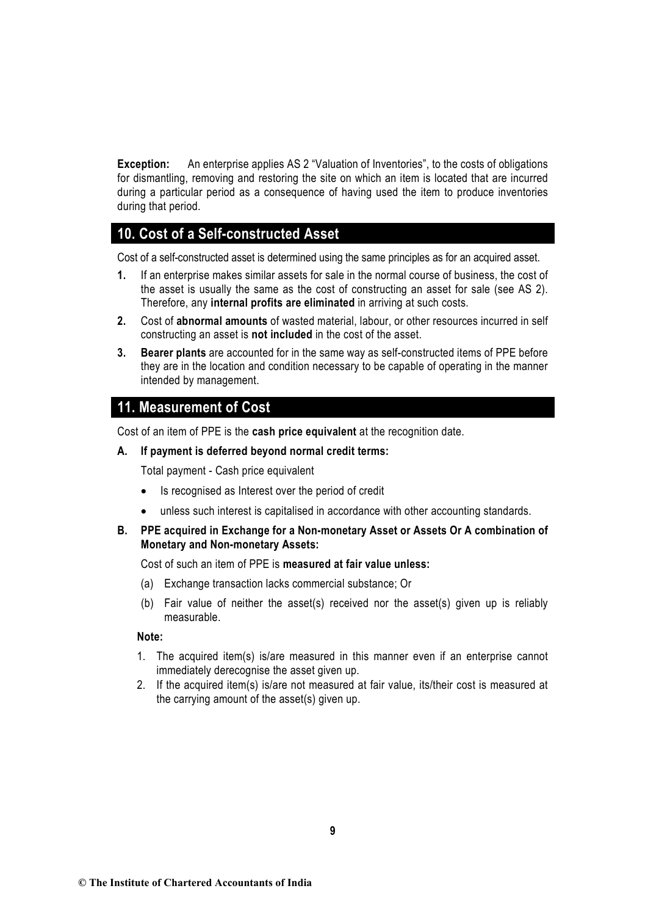**Exception:** An enterprise applies AS 2 "Valuation of Inventories", to the costs of obligations for dismantling, removing and restoring the site on which an item is located that are incurred during a particular period as a consequence of having used the item to produce inventories during that period.

## 10. Cost of a Self-constructed Asset

Cost of a self-constructed asset is determined using the same principles as for an acquired asset.

1. If an enterprise makes similar assets for sale in the normal course of business, the cost of the asset is usually the same as the cost of constructing an asset for sale (see AS 2). Therefore, any **internal profits are eliminated** in arriving at such costs.
2. Cost of **abnormal amounts** of wasted material, labour, or other resources incurred in self constructing an asset is **not included** in the cost of the asset.
3. **Bearer plants** are accounted for in the same way as self-constructed items of PPE before they are in the location and condition necessary to be capable of operating in the manner intended by management.

## 11. Measurement of Cost

Cost of an item of PPE is the **cash price equivalent** at the recognition date.

**A. If payment is deferred beyond normal credit terms:**

Total payment - Cash price equivalent

- Is recognised as Interest over the period of credit
- unless such interest is capitalised in accordance with other accounting standards.

**B. PPE acquired in Exchange for a Non-monetary Asset or Assets Or A combination of Monetary and Non-monetary Assets:**

Cost of such an item of PPE is **measured at fair value unless:**

(a) Exchange transaction lacks commercial substance; Or

(b) Fair value of neither the asset(s) received nor the asset(s) given up is reliably measurable.

**Note:**

1. The acquired item(s) is/are measured in this manner even if an enterprise cannot immediately derecognise the asset given up.
2. If the acquired item(s) is/are not measured at fair value, its/their cost is measured at the carrying amount of the asset(s) given up.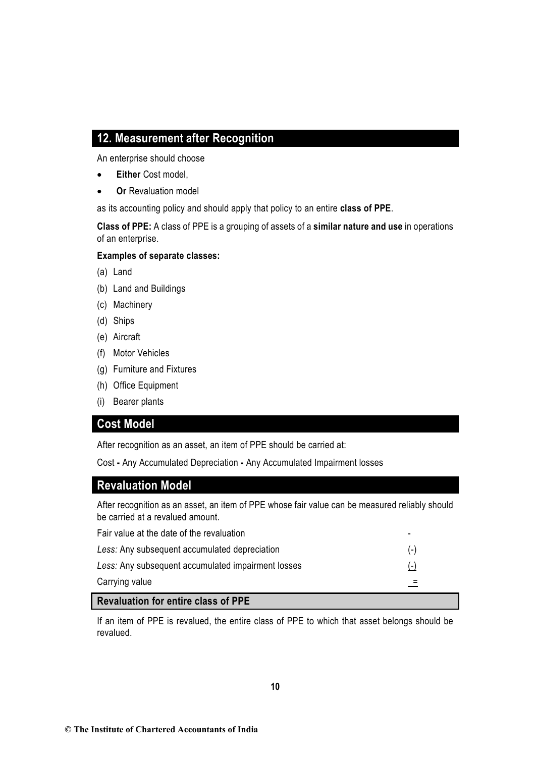## 12. Measurement after Recognition

An enterprise should choose

- **Either** Cost model,
- **Or** Revaluation model

as its accounting policy and should apply that policy to an entire **class of PPE**.

**Class of PPE:** A class of PPE is a grouping of assets of a **similar nature and use** in operations of an enterprise.

**Examples of separate classes:**

(a) Land

(b) Land and Buildings

(c) Machinery

(d) Ships

(e) Aircraft

(f) Motor Vehicles

(g) Furniture and Fixtures

(h) Office Equipment

(i) Bearer plants

## Cost Model

After recognition as an asset, an item of PPE should be carried at:

Cost **-** Any Accumulated Depreciation **-** Any Accumulated Impairment losses

## Revaluation Model

After recognition as an asset, an item of PPE whose fair value can be measured reliably should be carried at a revalued amount.

| | |
|---|---|
| Fair value at the date of the revaluation | - |
| *Less:* Any subsequent accumulated depreciation | (-) |
| *Less:* Any subsequent accumulated impairment losses | (-) |
| Carrying value | = |

### Revaluation for entire class of PPE

If an item of PPE is revalued, the entire class of PPE to which that asset belongs should be revalued.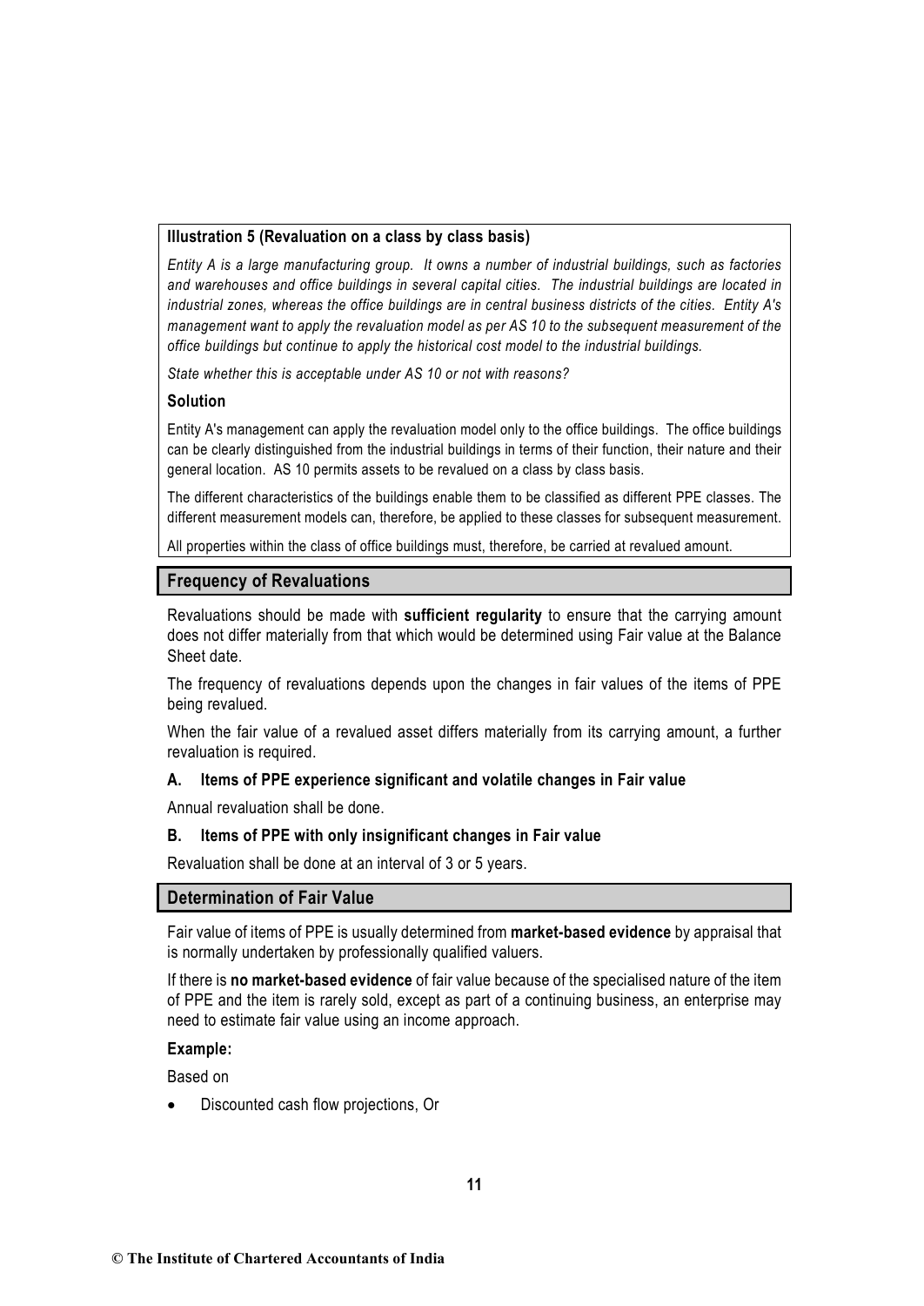**Illustration 5 (Revaluation on a class by class basis)**

*Entity A is a large manufacturing group. It owns a number of industrial buildings, such as factories and warehouses and office buildings in several capital cities. The industrial buildings are located in industrial zones, whereas the office buildings are in central business districts of the cities. Entity A's management want to apply the revaluation model as per AS 10 to the subsequent measurement of the office buildings but continue to apply the historical cost model to the industrial buildings.*

*State whether this is acceptable under AS 10 or not with reasons?*

**Solution**

Entity A's management can apply the revaluation model only to the office buildings. The office buildings can be clearly distinguished from the industrial buildings in terms of their function, their nature and their general location. AS 10 permits assets to be revalued on a class by class basis.

The different characteristics of the buildings enable them to be classified as different PPE classes. The different measurement models can, therefore, be applied to these classes for subsequent measurement.

All properties within the class of office buildings must, therefore, be carried at revalued amount.

## Frequency of Revaluations

Revaluations should be made with **sufficient regularity** to ensure that the carrying amount does not differ materially from that which would be determined using Fair value at the Balance Sheet date.

The frequency of revaluations depends upon the changes in fair values of the items of PPE being revalued.

When the fair value of a revalued asset differs materially from its carrying amount, a further revaluation is required.

**A. Items of PPE experience significant and volatile changes in Fair value**

Annual revaluation shall be done.

**B. Items of PPE with only insignificant changes in Fair value**

Revaluation shall be done at an interval of 3 or 5 years.

## Determination of Fair Value

Fair value of items of PPE is usually determined from **market-based evidence** by appraisal that is normally undertaken by professionally qualified valuers.

If there is **no market-based evidence** of fair value because of the specialised nature of the item of PPE and the item is rarely sold, except as part of a continuing business, an enterprise may need to estimate fair value using an income approach.

**Example:**

Based on

- Discounted cash flow projections, Or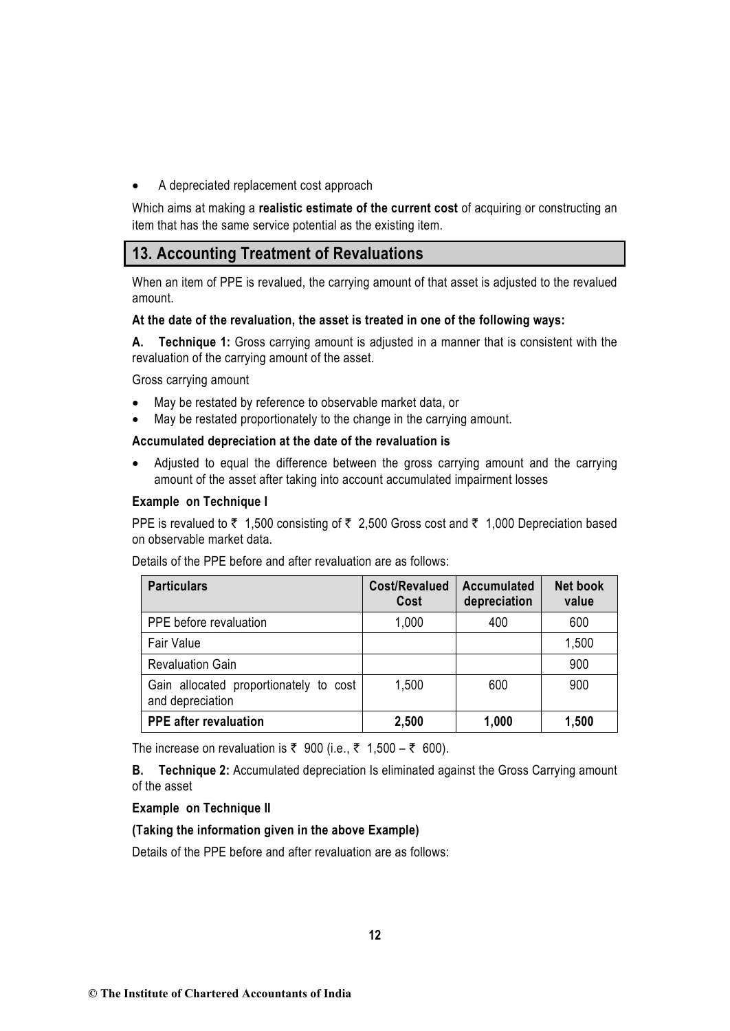- A depreciated replacement cost approach

Which aims at making a **realistic estimate of the current cost** of acquiring or constructing an item that has the same service potential as the existing item.

## 13. Accounting Treatment of Revaluations

When an item of PPE is revalued, the carrying amount of that asset is adjusted to the revalued amount.

**At the date of the revaluation, the asset is treated in one of the following ways:**

**A. Technique 1:** Gross carrying amount is adjusted in a manner that is consistent with the revaluation of the carrying amount of the asset.

Gross carrying amount

- May be restated by reference to observable market data, or
- May be restated proportionately to the change in the carrying amount.

**Accumulated depreciation at the date of the revaluation is**

- Adjusted to equal the difference between the gross carrying amount and the carrying amount of the asset after taking into account accumulated impairment losses

**Example on Technique I**

PPE is revalued to ₹ 1,500 consisting of ₹ 2,500 Gross cost and ₹ 1,000 Depreciation based on observable market data.

Details of the PPE before and after revaluation are as follows:

| Particulars | Cost/Revalued Cost | Accumulated depreciation | Net book value |
|---|---|---|---|
| PPE before revaluation | 1,000 | 400 | 600 |
| Fair Value | | | 1,500 |
| Revaluation Gain | | | 900 |
| Gain allocated proportionately to cost and depreciation | 1,500 | 600 | 900 |
| **PPE after revaluation** | **2,500** | **1,000** | **1,500** |

The increase on revaluation is ₹ 900 (i.e., ₹ 1,500 – ₹ 600).

**B. Technique 2:** Accumulated depreciation Is eliminated against the Gross Carrying amount of the asset

**Example on Technique II**

**(Taking the information given in the above Example)**

Details of the PPE before and after revaluation are as follows: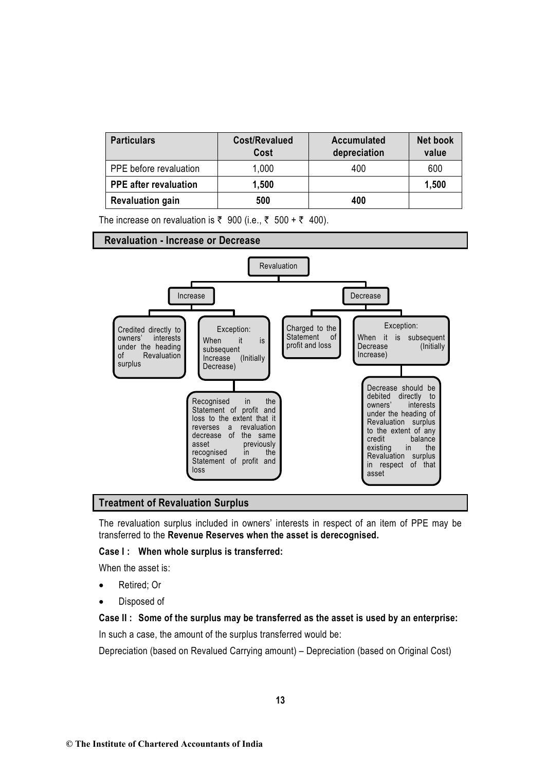| Particulars | Cost/Revalued Cost | Accumulated depreciation | Net book value |
|---|---|---|---|
| PPE before revaluation | 1,000 | 400 | 600 |
| **PPE after revaluation** | **1,500** | | **1,500** |
| **Revaluation gain** | **500** | **400** | |

The increase on revaluation is ₹ 900 (i.e., ₹ 500 + ₹ 400).

## Revaluation - Increase or Decrease

- Revaluation
  - Increase
    - Credited directly to owners' interests under the heading of Revaluation surplus
    - Exception: When it is subsequent Increase (Initially Decrease)
      - Recognised in the Statement of profit and loss to the extent that it reverses a revaluation decrease of the same asset previously recognised in the Statement of profit and loss
  - Decrease
    - Charged to the Statement of profit and loss
    - Exception: When it is subsequent Decrease (Initially Increase)
      - Decrease should be debited directly to owners' interests under the heading of Revaluation surplus to the extent of any credit balance existing in the Revaluation surplus in respect of that asset

## Treatment of Revaluation Surplus

The revaluation surplus included in owners' interests in respect of an item of PPE may be transferred to the **Revenue Reserves when the asset is derecognised.**

**Case I : When whole surplus is transferred:**

When the asset is:

- Retired; Or
- Disposed of

**Case II : Some of the surplus may be transferred as the asset is used by an enterprise:**

In such a case, the amount of the surplus transferred would be:

Depreciation (based on Revalued Carrying amount) – Depreciation (based on Original Cost)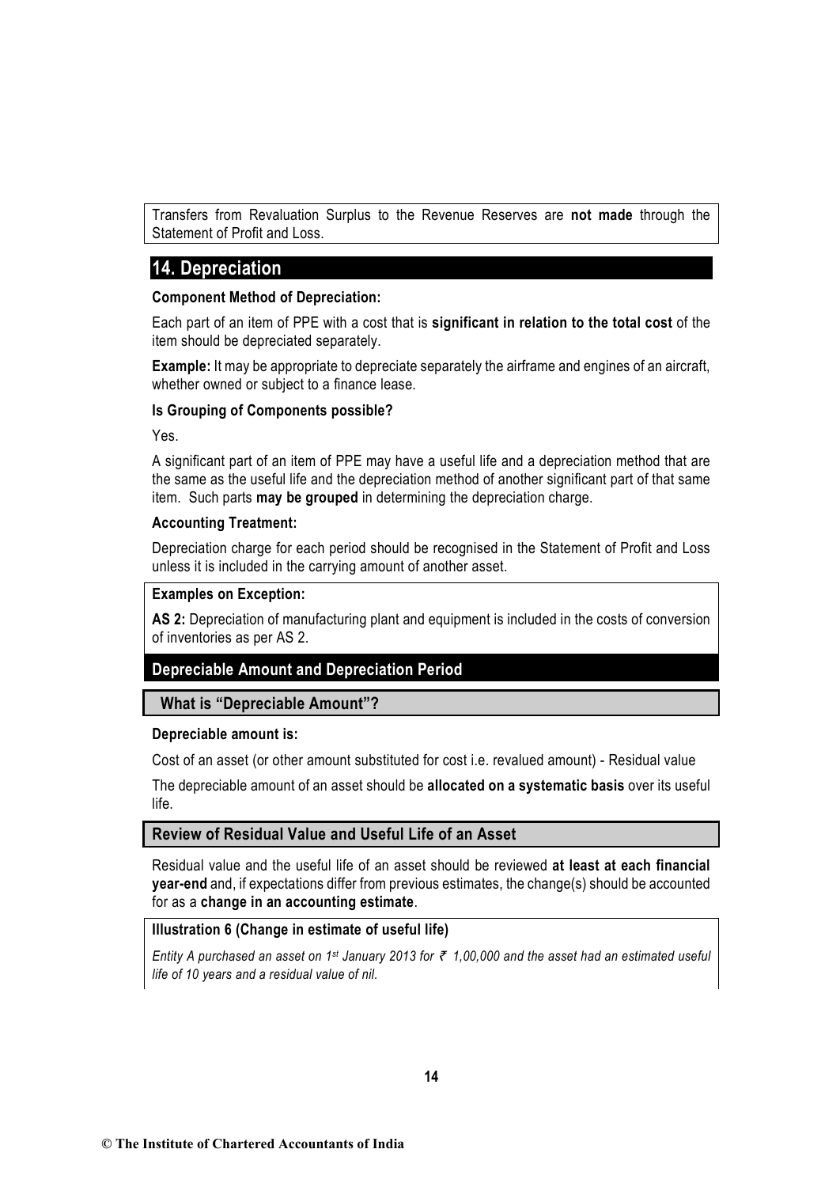Transfers from Revaluation Surplus to the Revenue Reserves are **not made** through the Statement of Profit and Loss.

## 14. Depreciation

**Component Method of Depreciation:**

Each part of an item of PPE with a cost that is **significant in relation to the total cost** of the item should be depreciated separately.

**Example:** It may be appropriate to depreciate separately the airframe and engines of an aircraft, whether owned or subject to a finance lease.

**Is Grouping of Components possible?**

Yes.

A significant part of an item of PPE may have a useful life and a depreciation method that are the same as the useful life and the depreciation method of another significant part of that same item. Such parts **may be grouped** in determining the depreciation charge.

**Accounting Treatment:**

Depreciation charge for each period should be recognised in the Statement of Profit and Loss unless it is included in the carrying amount of another asset.

**Examples on Exception:**

**AS 2:** Depreciation of manufacturing plant and equipment is included in the costs of conversion of inventories as per AS 2.

### Depreciable Amount and Depreciation Period

#### What is "Depreciable Amount"?

**Depreciable amount is:**

Cost of an asset (or other amount substituted for cost i.e. revalued amount) - Residual value

The depreciable amount of an asset should be **allocated on a systematic basis** over its useful life.

### Review of Residual Value and Useful Life of an Asset

Residual value and the useful life of an asset should be reviewed **at least at each financial year-end** and, if expectations differ from previous estimates, the change(s) should be accounted for as a **change in an accounting estimate**.

**Illustration 6 (Change in estimate of useful life)**

*Entity A purchased an asset on 1st January 2013 for ₹ 1,00,000 and the asset had an estimated useful life of 10 years and a residual value of nil.*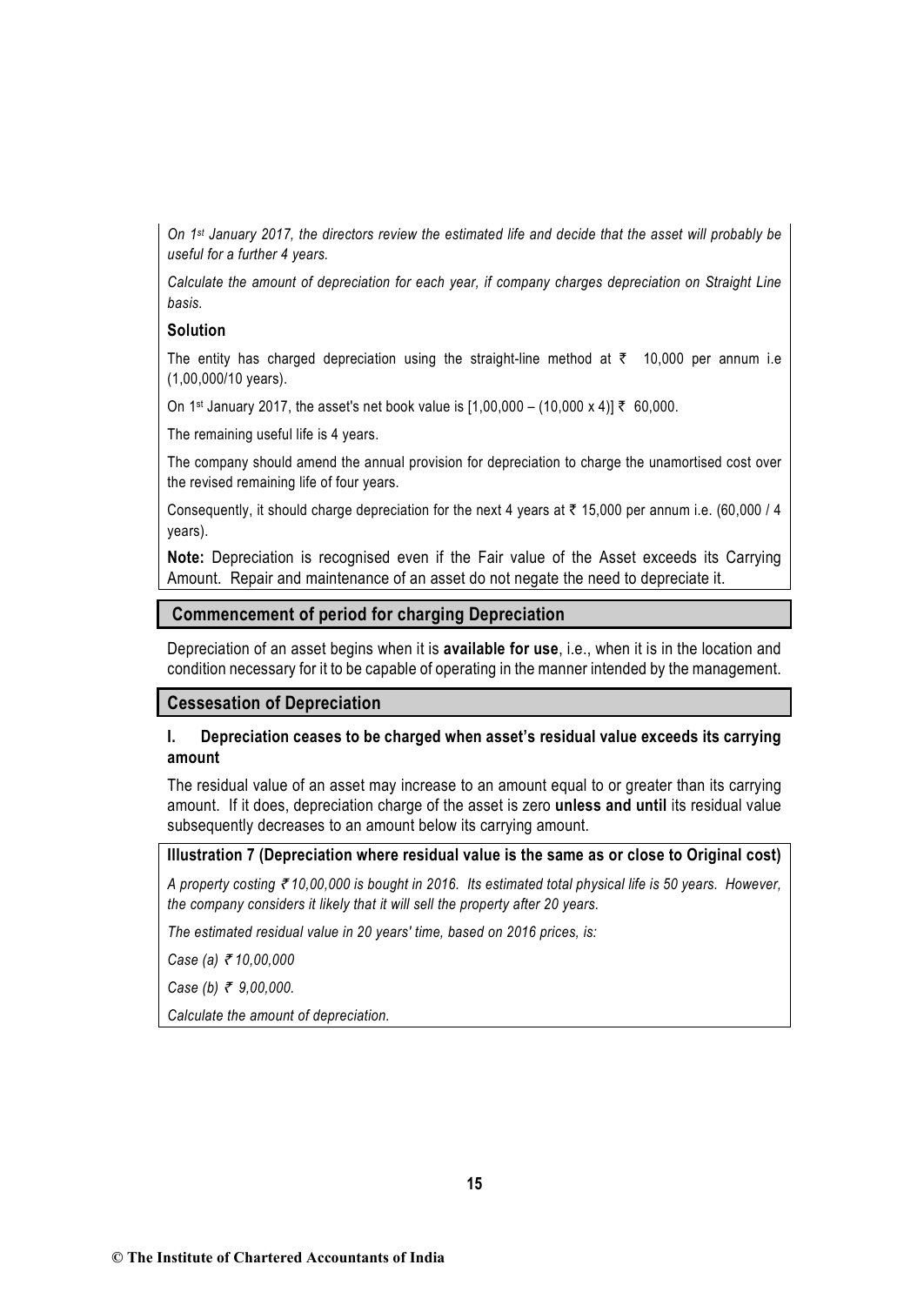*On 1st January 2017, the directors review the estimated life and decide that the asset will probably be useful for a further 4 years.*

*Calculate the amount of depreciation for each year, if company charges depreciation on Straight Line basis.*

**Solution**

The entity has charged depreciation using the straight-line method at ₹ 10,000 per annum i.e (1,00,000/10 years).

On 1st January 2017, the asset's net book value is [1,00,000 – (10,000 x 4)] ₹ 60,000.

The remaining useful life is 4 years.

The company should amend the annual provision for depreciation to charge the unamortised cost over the revised remaining life of four years.

Consequently, it should charge depreciation for the next 4 years at ₹ 15,000 per annum i.e. (60,000 / 4 years).

**Note:** Depreciation is recognised even if the Fair value of the Asset exceeds its Carrying Amount. Repair and maintenance of an asset do not negate the need to depreciate it.

## Commencement of period for charging Depreciation

Depreciation of an asset begins when it is **available for use**, i.e., when it is in the location and condition necessary for it to be capable of operating in the manner intended by the management.

## Cessesation of Depreciation

### I. Depreciation ceases to be charged when asset's residual value exceeds its carrying amount

The residual value of an asset may increase to an amount equal to or greater than its carrying amount. If it does, depreciation charge of the asset is zero **unless and until** its residual value subsequently decreases to an amount below its carrying amount.

**Illustration 7 (Depreciation where residual value is the same as or close to Original cost)**

*A property costing ₹ 10,00,000 is bought in 2016. Its estimated total physical life is 50 years. However, the company considers it likely that it will sell the property after 20 years.*

*The estimated residual value in 20 years' time, based on 2016 prices, is:*

*Case (a) ₹ 10,00,000*

*Case (b) ₹ 9,00,000.*

*Calculate the amount of depreciation.*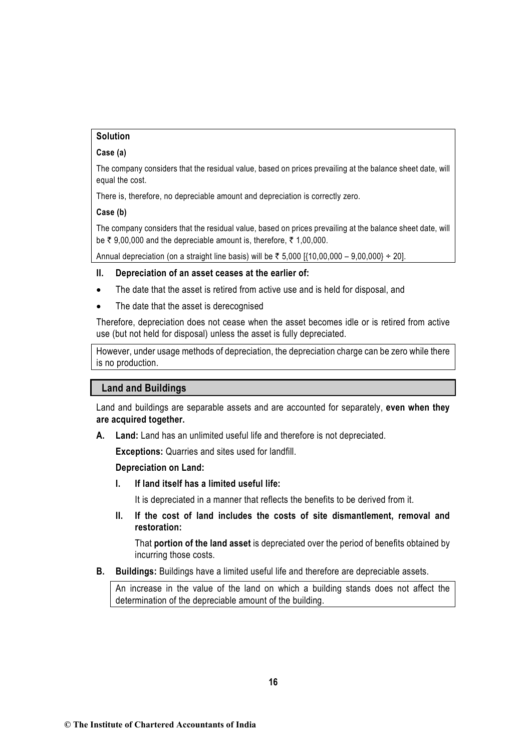**Solution**

**Case (a)**

The company considers that the residual value, based on prices prevailing at the balance sheet date, will equal the cost.

There is, therefore, no depreciable amount and depreciation is correctly zero.

**Case (b)**

The company considers that the residual value, based on prices prevailing at the balance sheet date, will be ₹ 9,00,000 and the depreciable amount is, therefore, ₹ 1,00,000.

Annual depreciation (on a straight line basis) will be ₹ 5,000 [{10,00,000 – 9,00,000} ÷ 20].

**II. Depreciation of an asset ceases at the earlier of:**

- The date that the asset is retired from active use and is held for disposal, and
- The date that the asset is derecognised

Therefore, depreciation does not cease when the asset becomes idle or is retired from active use (but not held for disposal) unless the asset is fully depreciated.

However, under usage methods of depreciation, the depreciation charge can be zero while there is no production.

## Land and Buildings

Land and buildings are separable assets and are accounted for separately, **even when they are acquired together.**

**A. Land:** Land has an unlimited useful life and therefore is not depreciated.

**Exceptions:** Quarries and sites used for landfill.

**Depreciation on Land:**

**I. If land itself has a limited useful life:**

It is depreciated in a manner that reflects the benefits to be derived from it.

**II. If the cost of land includes the costs of site dismantlement, removal and restoration:**

That **portion of the land asset** is depreciated over the period of benefits obtained by incurring those costs.

**B. Buildings:** Buildings have a limited useful life and therefore are depreciable assets.

An increase in the value of the land on which a building stands does not affect the determination of the depreciable amount of the building.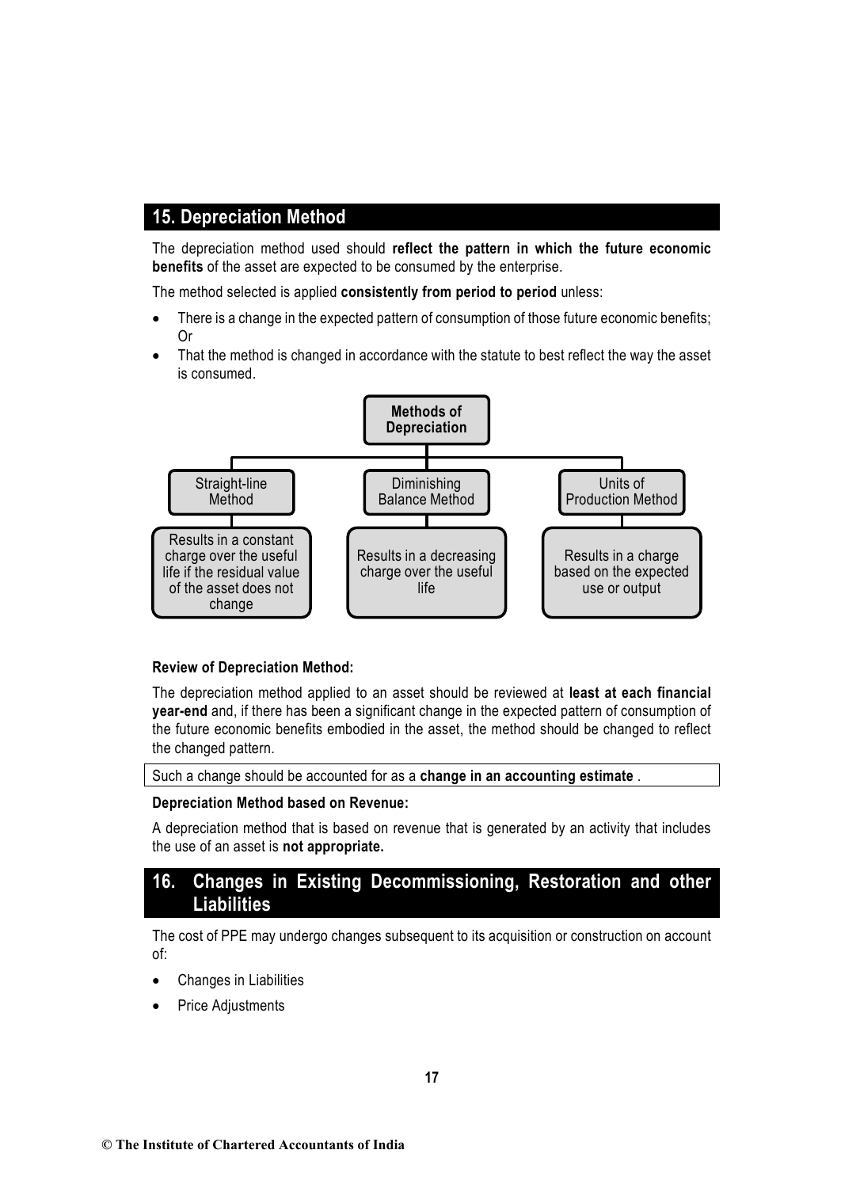## 15. Depreciation Method

The depreciation method used should **reflect the pattern in which the future economic benefits** of the asset are expected to be consumed by the enterprise.

The method selected is applied **consistently from period to period** unless:

- There is a change in the expected pattern of consumption of those future economic benefits; Or
- That the method is changed in accordance with the statute to best reflect the way the asset is consumed.

**Methods of Depreciation**

- **Straight-line Method** – Results in a constant charge over the useful life if the residual value of the asset does not change
- **Diminishing Balance Method** – Results in a decreasing charge over the useful life
- **Units of Production Method** – Results in a charge based on the expected use or output

**Review of Depreciation Method:**

The depreciation method applied to an asset should be reviewed at **least at each financial year-end** and, if there has been a significant change in the expected pattern of consumption of the future economic benefits embodied in the asset, the method should be changed to reflect the changed pattern.

Such a change should be accounted for as a **change in an accounting estimate** .

**Depreciation Method based on Revenue:**

A depreciation method that is based on revenue that is generated by an activity that includes the use of an asset is **not appropriate.**

## 16. Changes in Existing Decommissioning, Restoration and other Liabilities

The cost of PPE may undergo changes subsequent to its acquisition or construction on account of:

- Changes in Liabilities
- Price Adjustments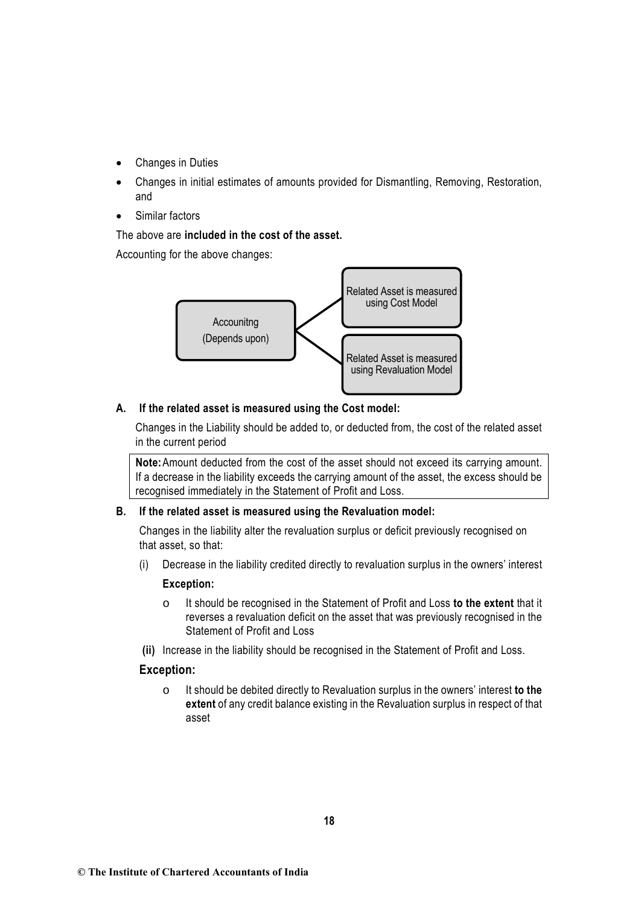- Changes in Duties
- Changes in initial estimates of amounts provided for Dismantling, Removing, Restoration, and
- Similar factors

The above are **included in the cost of the asset.**

Accounting for the above changes:

Accounitng (Depends upon)
- Related Asset is measured using Cost Model
- Related Asset is measured using Revaluation Model

**A. If the related asset is measured using the Cost model:**

Changes in the Liability should be added to, or deducted from, the cost of the related asset in the current period

**Note:** Amount deducted from the cost of the asset should not exceed its carrying amount. If a decrease in the liability exceeds the carrying amount of the asset, the excess should be recognised immediately in the Statement of Profit and Loss.

**B. If the related asset is measured using the Revaluation model:**

Changes in the liability alter the revaluation surplus or deficit previously recognised on that asset, so that:

(i) Decrease in the liability credited directly to revaluation surplus in the owners' interest

**Exception:**

- It should be recognised in the Statement of Profit and Loss **to the extent** that it reverses a revaluation deficit on the asset that was previously recognised in the Statement of Profit and Loss

**(ii)** Increase in the liability should be recognised in the Statement of Profit and Loss.

**Exception:**

- It should be debited directly to Revaluation surplus in the owners' interest **to the extent** of any credit balance existing in the Revaluation surplus in respect of that asset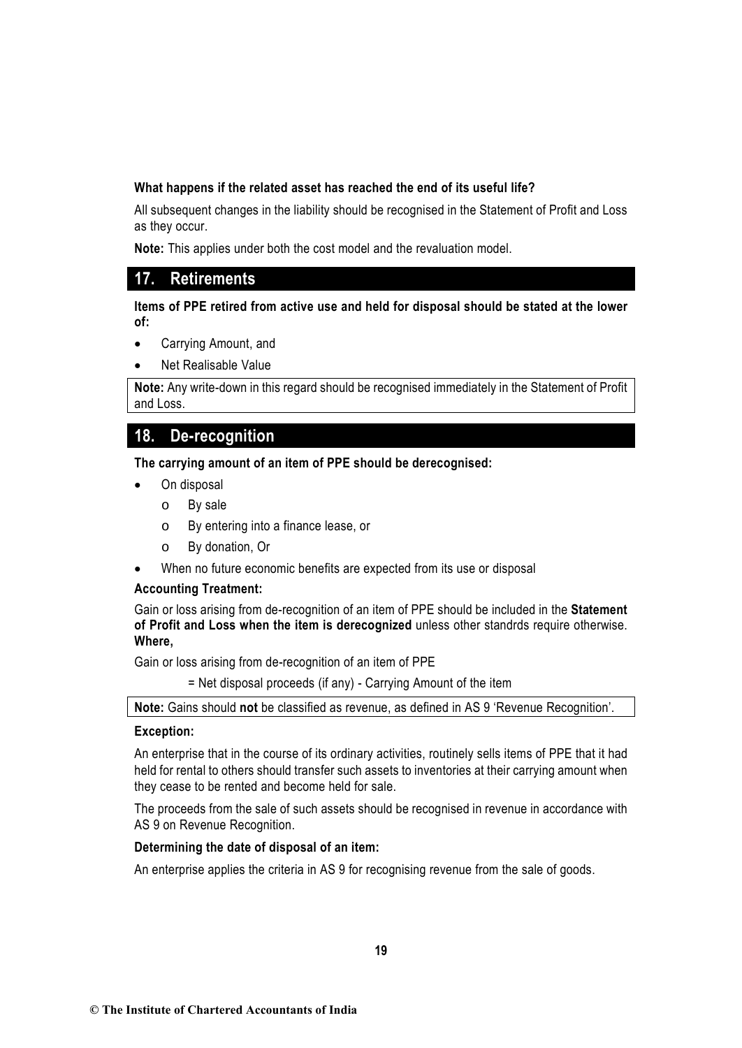**What happens if the related asset has reached the end of its useful life?**

All subsequent changes in the liability should be recognised in the Statement of Profit and Loss as they occur.

**Note:** This applies under both the cost model and the revaluation model.

## 17. Retirements

**Items of PPE retired from active use and held for disposal should be stated at the lower of:**

- Carrying Amount, and
- Net Realisable Value

**Note:** Any write-down in this regard should be recognised immediately in the Statement of Profit and Loss.

## 18. De-recognition

**The carrying amount of an item of PPE should be derecognised:**

- On disposal
  - By sale
  - By entering into a finance lease, or
  - By donation, Or
- When no future economic benefits are expected from its use or disposal

**Accounting Treatment:**

Gain or loss arising from de-recognition of an item of PPE should be included in the **Statement of Profit and Loss when the item is derecognized** unless other standrds require otherwise. **Where,**

Gain or loss arising from de-recognition of an item of PPE

= Net disposal proceeds (if any) - Carrying Amount of the item

**Note:** Gains should **not** be classified as revenue, as defined in AS 9 'Revenue Recognition'.

**Exception:**

An enterprise that in the course of its ordinary activities, routinely sells items of PPE that it had held for rental to others should transfer such assets to inventories at their carrying amount when they cease to be rented and become held for sale.

The proceeds from the sale of such assets should be recognised in revenue in accordance with AS 9 on Revenue Recognition.

**Determining the date of disposal of an item:**

An enterprise applies the criteria in AS 9 for recognising revenue from the sale of goods.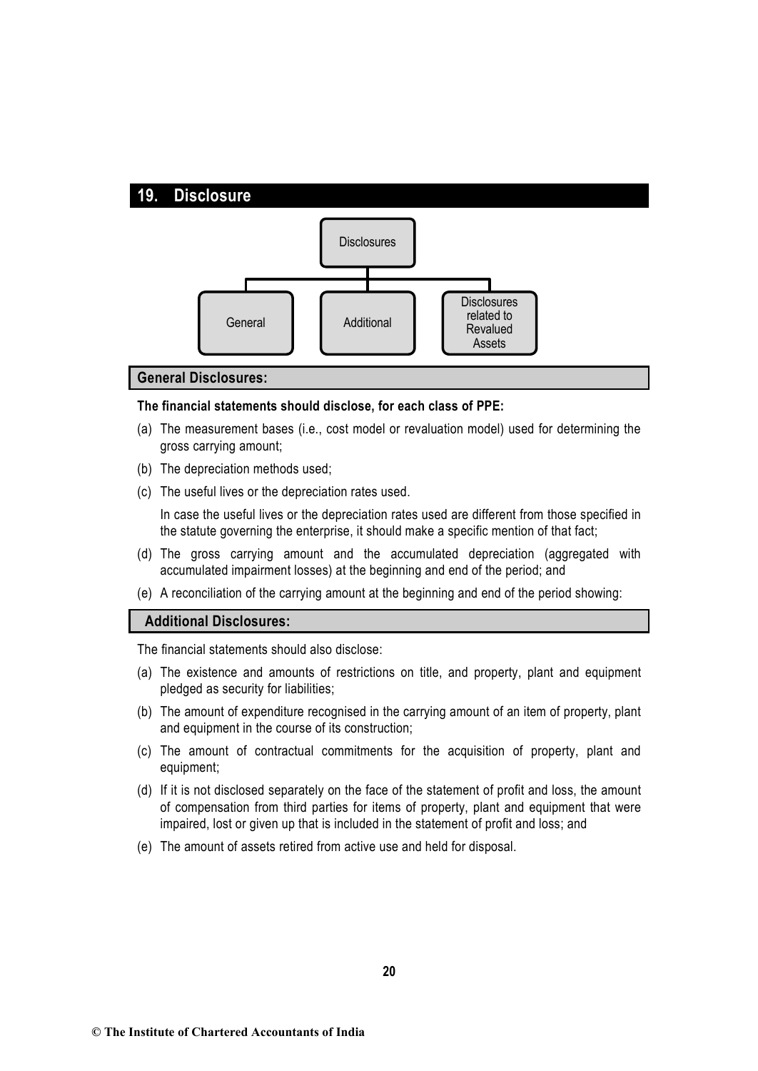## 19. Disclosure

Disclosures
- General
- Additional
- Disclosures related to Revalued Assets

### General Disclosures:

**The financial statements should disclose, for each class of PPE:**

(a) The measurement bases (i.e., cost model or revaluation model) used for determining the gross carrying amount;

(b) The depreciation methods used;

(c) The useful lives or the depreciation rates used.

In case the useful lives or the depreciation rates used are different from those specified in the statute governing the enterprise, it should make a specific mention of that fact;

(d) The gross carrying amount and the accumulated depreciation (aggregated with accumulated impairment losses) at the beginning and end of the period; and

(e) A reconciliation of the carrying amount at the beginning and end of the period showing:

### Additional Disclosures:

The financial statements should also disclose:

(a) The existence and amounts of restrictions on title, and property, plant and equipment pledged as security for liabilities;

(b) The amount of expenditure recognised in the carrying amount of an item of property, plant and equipment in the course of its construction;

(c) The amount of contractual commitments for the acquisition of property, plant and equipment;

(d) If it is not disclosed separately on the face of the statement of profit and loss, the amount of compensation from third parties for items of property, plant and equipment that were impaired, lost or given up that is included in the statement of profit and loss; and

(e) The amount of assets retired from active use and held for disposal.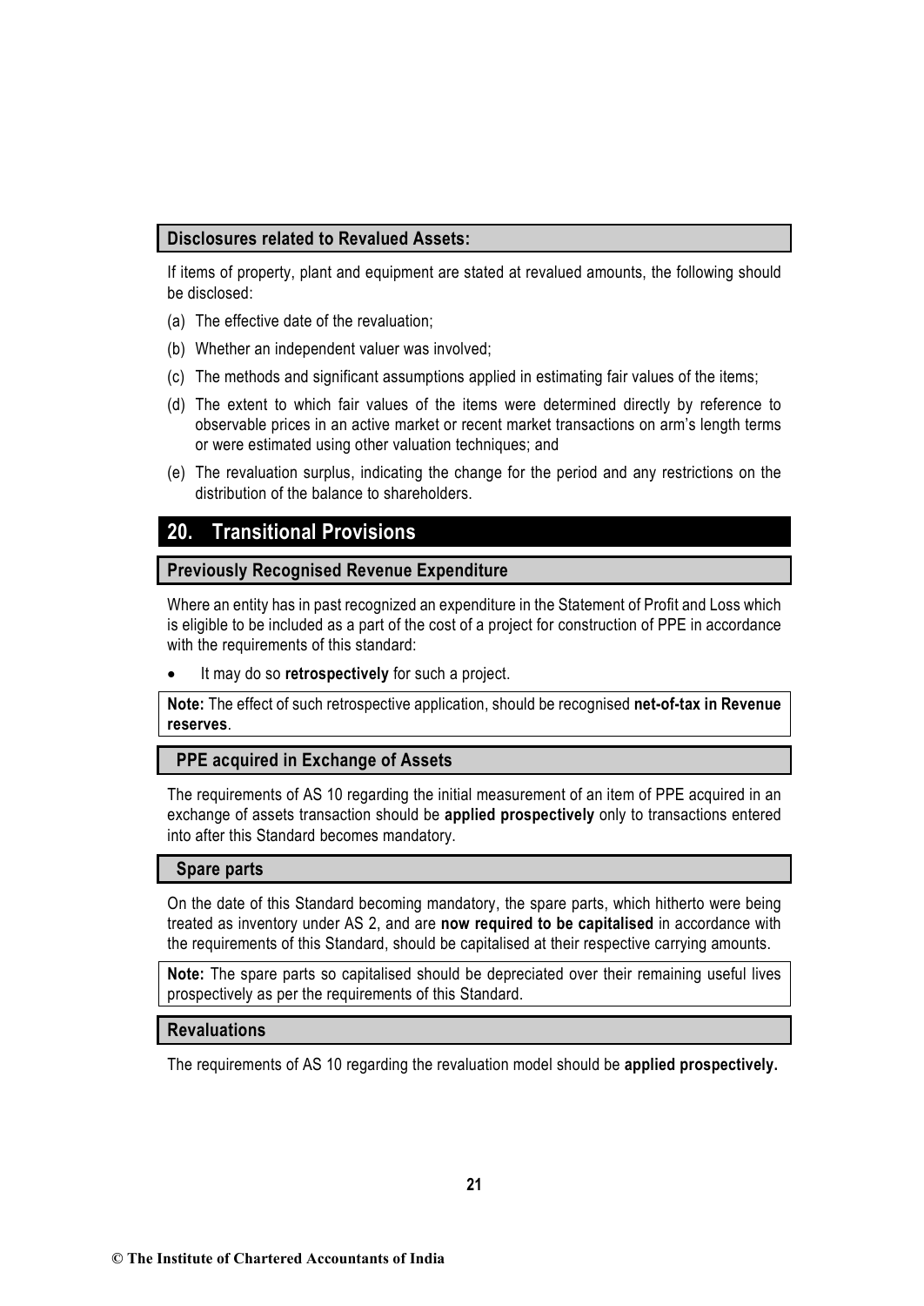### Disclosures related to Revalued Assets:

If items of property, plant and equipment are stated at revalued amounts, the following should be disclosed:

(a) The effective date of the revaluation;

(b) Whether an independent valuer was involved;

(c) The methods and significant assumptions applied in estimating fair values of the items;

(d) The extent to which fair values of the items were determined directly by reference to observable prices in an active market or recent market transactions on arm's length terms or were estimated using other valuation techniques; and

(e) The revaluation surplus, indicating the change for the period and any restrictions on the distribution of the balance to shareholders.

## 20. Transitional Provisions

### Previously Recognised Revenue Expenditure

Where an entity has in past recognized an expenditure in the Statement of Profit and Loss which is eligible to be included as a part of the cost of a project for construction of PPE in accordance with the requirements of this standard:

- It may do so **retrospectively** for such a project.

**Note:** The effect of such retrospective application, should be recognised **net-of-tax in Revenue reserves**.

### PPE acquired in Exchange of Assets

The requirements of AS 10 regarding the initial measurement of an item of PPE acquired in an exchange of assets transaction should be **applied prospectively** only to transactions entered into after this Standard becomes mandatory.

### Spare parts

On the date of this Standard becoming mandatory, the spare parts, which hitherto were being treated as inventory under AS 2, and are **now required to be capitalised** in accordance with the requirements of this Standard, should be capitalised at their respective carrying amounts.

**Note:** The spare parts so capitalised should be depreciated over their remaining useful lives prospectively as per the requirements of this Standard.

### Revaluations

The requirements of AS 10 regarding the revaluation model should be **applied prospectively.**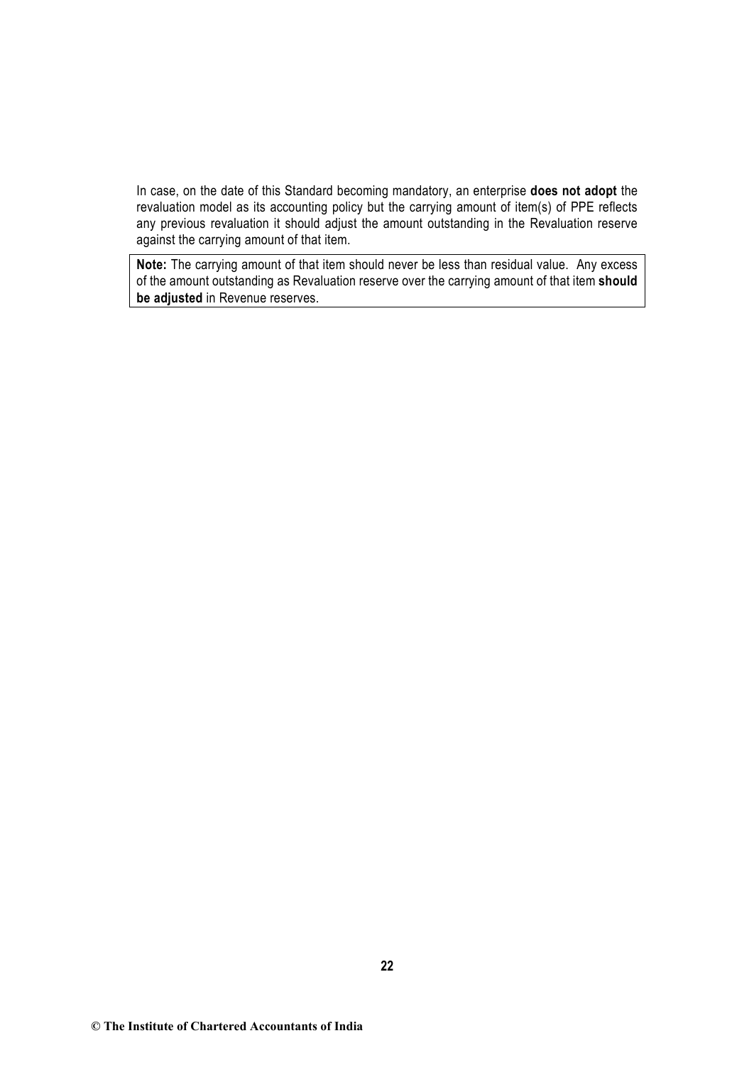In case, on the date of this Standard becoming mandatory, an enterprise **does not adopt** the revaluation model as its accounting policy but the carrying amount of item(s) of PPE reflects any previous revaluation it should adjust the amount outstanding in the Revaluation reserve against the carrying amount of that item.

**Note:** The carrying amount of that item should never be less than residual value. Any excess of the amount outstanding as Revaluation reserve over the carrying amount of that item **should be adjusted** in Revenue reserves.